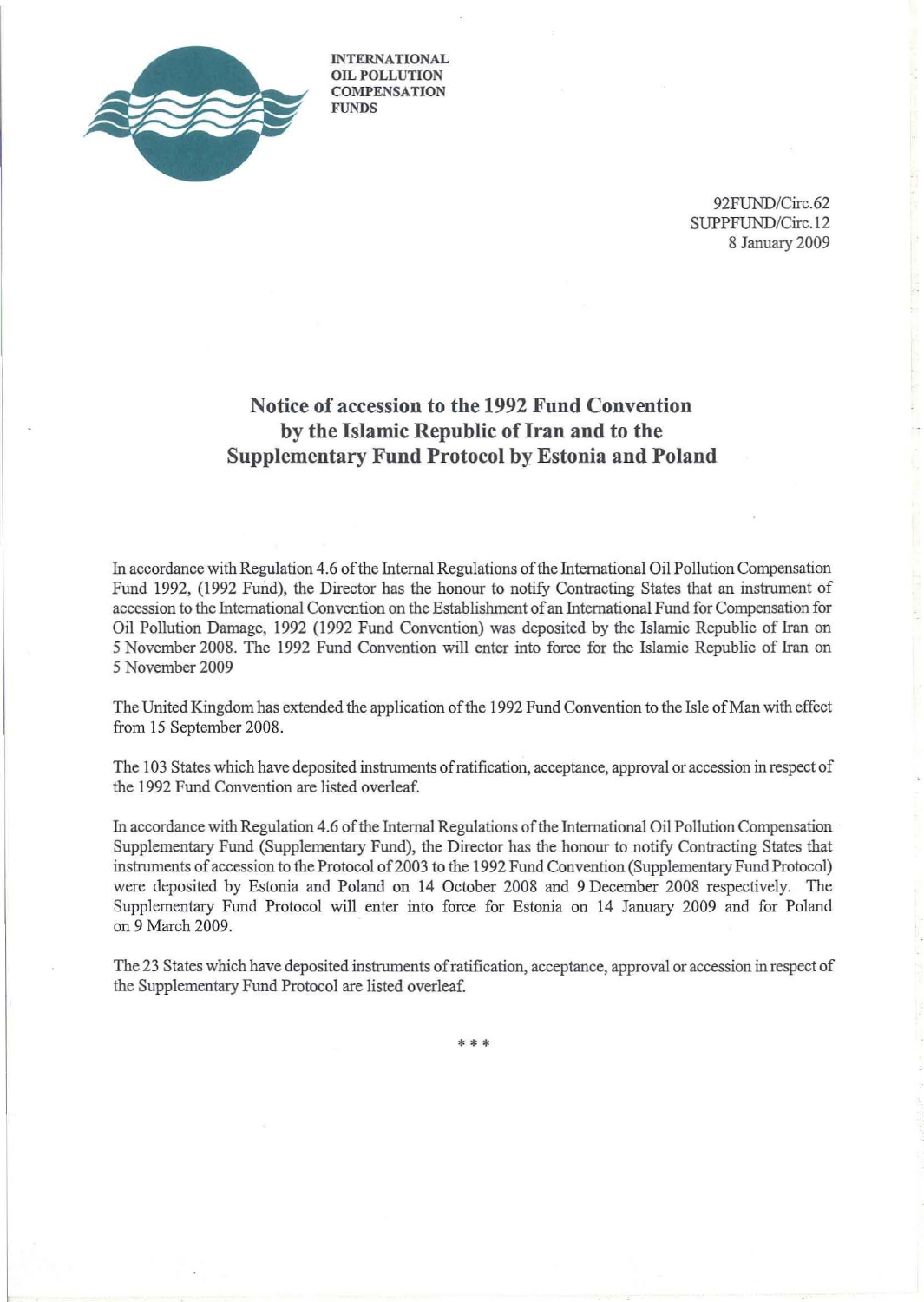INTERNATIONAL
OIL POLLUTION
COMPENSATION
FUNDS

92FUND/Circ.62
SUPPFUND/Circ.12
8 January 2009

# Notice of accession to the 1992 Fund Convention by the Islamic Republic of Iran and to the Supplementary Fund Protocol by Estonia and Poland

In accordance with Regulation 4.6 of the Internal Regulations of the International Oil Pollution Compensation Fund 1992, (1992 Fund), the Director has the honour to notify Contracting States that an instrument of accession to the International Convention on the Establishment of an International Fund for Compensation for Oil Pollution Damage, 1992 (1992 Fund Convention) was deposited by the Islamic Republic of Iran on 5 November 2008. The 1992 Fund Convention will enter into force for the Islamic Republic of Iran on 5 November 2009

The United Kingdom has extended the application of the 1992 Fund Convention to the Isle of Man with effect from 15 September 2008.

The 103 States which have deposited instruments of ratification, acceptance, approval or accession in respect of the 1992 Fund Convention are listed overleaf.

In accordance with Regulation 4.6 of the Internal Regulations of the International Oil Pollution Compensation Supplementary Fund (Supplementary Fund), the Director has the honour to notify Contracting States that instruments of accession to the Protocol of 2003 to the 1992 Fund Convention (Supplementary Fund Protocol) were deposited by Estonia and Poland on 14 October 2008 and 9 December 2008 respectively. The Supplementary Fund Protocol will enter into force for Estonia on 14 January 2009 and for Poland on 9 March 2009.

The 23 States which have deposited instruments of ratification, acceptance, approval or accession in respect of the Supplementary Fund Protocol are listed overleaf.

\* \* \*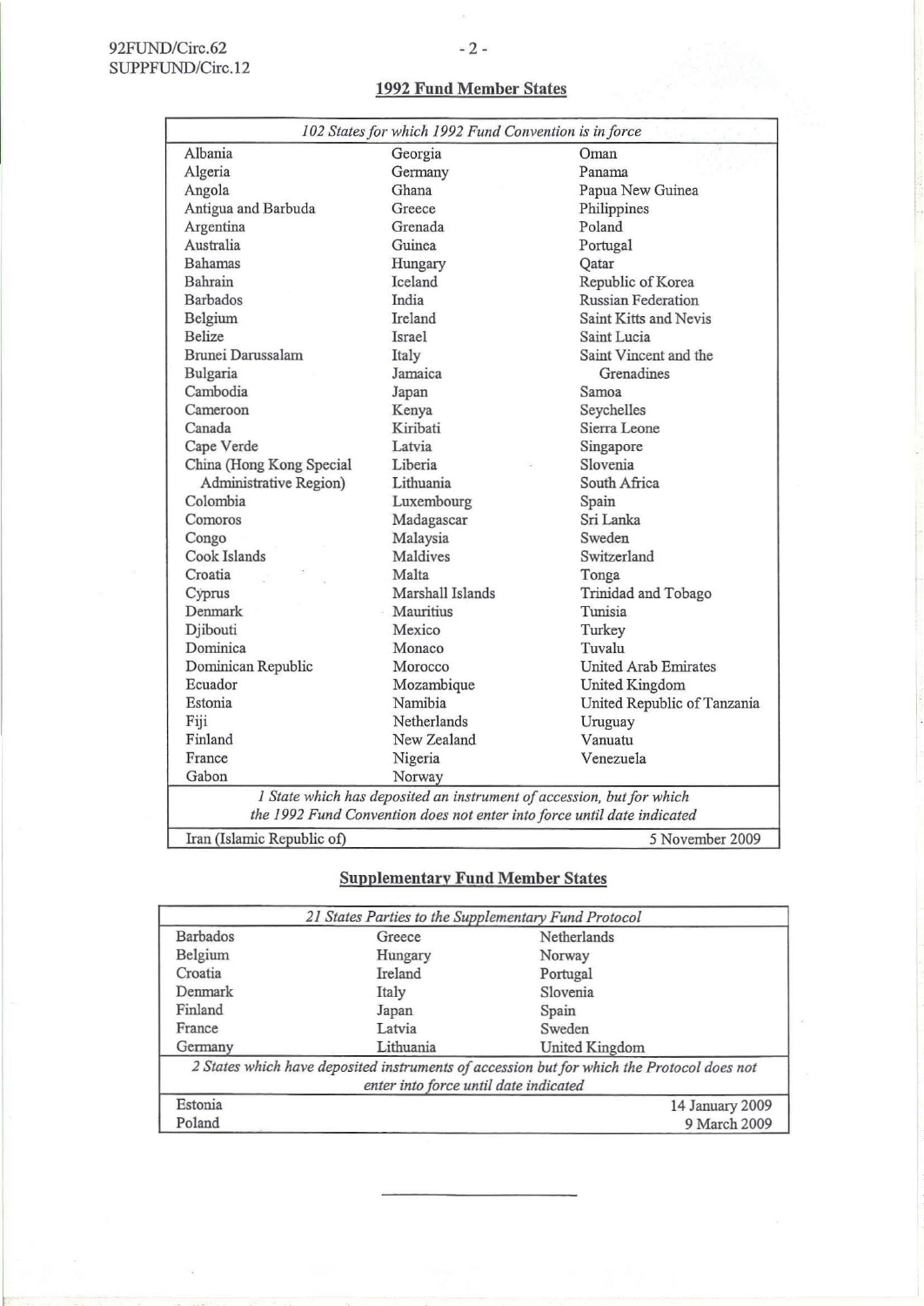## 1992 Fund Member States

| | | |
|---|---|---|
| *102 States for which 1992 Fund Convention is in force* | | |
| Albania | Georgia | Oman |
| Algeria | Germany | Panama |
| Angola | Ghana | Papua New Guinea |
| Antigua and Barbuda | Greece | Philippines |
| Argentina | Grenada | Poland |
| Australia | Guinea | Portugal |
| Bahamas | Hungary | Qatar |
| Bahrain | Iceland | Republic of Korea |
| Barbados | India | Russian Federation |
| Belgium | Ireland | Saint Kitts and Nevis |
| Belize | Israel | Saint Lucia |
| Brunei Darussalam | Italy | Saint Vincent and the Grenadines |
| Bulgaria | Jamaica | Samoa |
| Cambodia | Japan | Seychelles |
| Cameroon | Kenya | Sierra Leone |
| Canada | Kiribati | Singapore |
| Cape Verde | Latvia | Slovenia |
| China (Hong Kong Special Administrative Region) | Liberia | South Africa |
| Colombia | Lithuania | Spain |
| Comoros | Luxembourg | Sri Lanka |
| Congo | Madagascar | Sweden |
| Cook Islands | Malaysia | Switzerland |
| Croatia | Maldives | Tonga |
| Cyprus | Malta | Trinidad and Tobago |
| Denmark | Marshall Islands | Tunisia |
| Djibouti | Mauritius | Turkey |
| Dominica | Mexico | Tuvalu |
| Dominican Republic | Monaco | United Arab Emirates |
| Ecuador | Morocco | United Kingdom |
| Estonia | Mozambique | United Republic of Tanzania |
| Fiji | Namibia | Uruguay |
| Finland | Netherlands | Vanuatu |
| France | New Zealand | Venezuela |
| Gabon | Nigeria | |
| | Norway | |
| *1 State which has deposited an instrument of accession, but for which the 1992 Fund Convention does not enter into force until date indicated* | | |
| Iran (Islamic Republic of) | | 5 November 2009 |

## Supplementary Fund Member States

| | | |
|---|---|---|
| *21 States Parties to the Supplementary Fund Protocol* | | |
| Barbados | Greece | Netherlands |
| Belgium | Hungary | Norway |
| Croatia | Ireland | Portugal |
| Denmark | Italy | Slovenia |
| Finland | Japan | Spain |
| France | Latvia | Sweden |
| Germany | Lithuania | United Kingdom |
| *2 States which have deposited instruments of accession but for which the Protocol does not enter into force until date indicated* | | |
| Estonia | | 14 January 2009 |
| Poland | | 9 March 2009 |